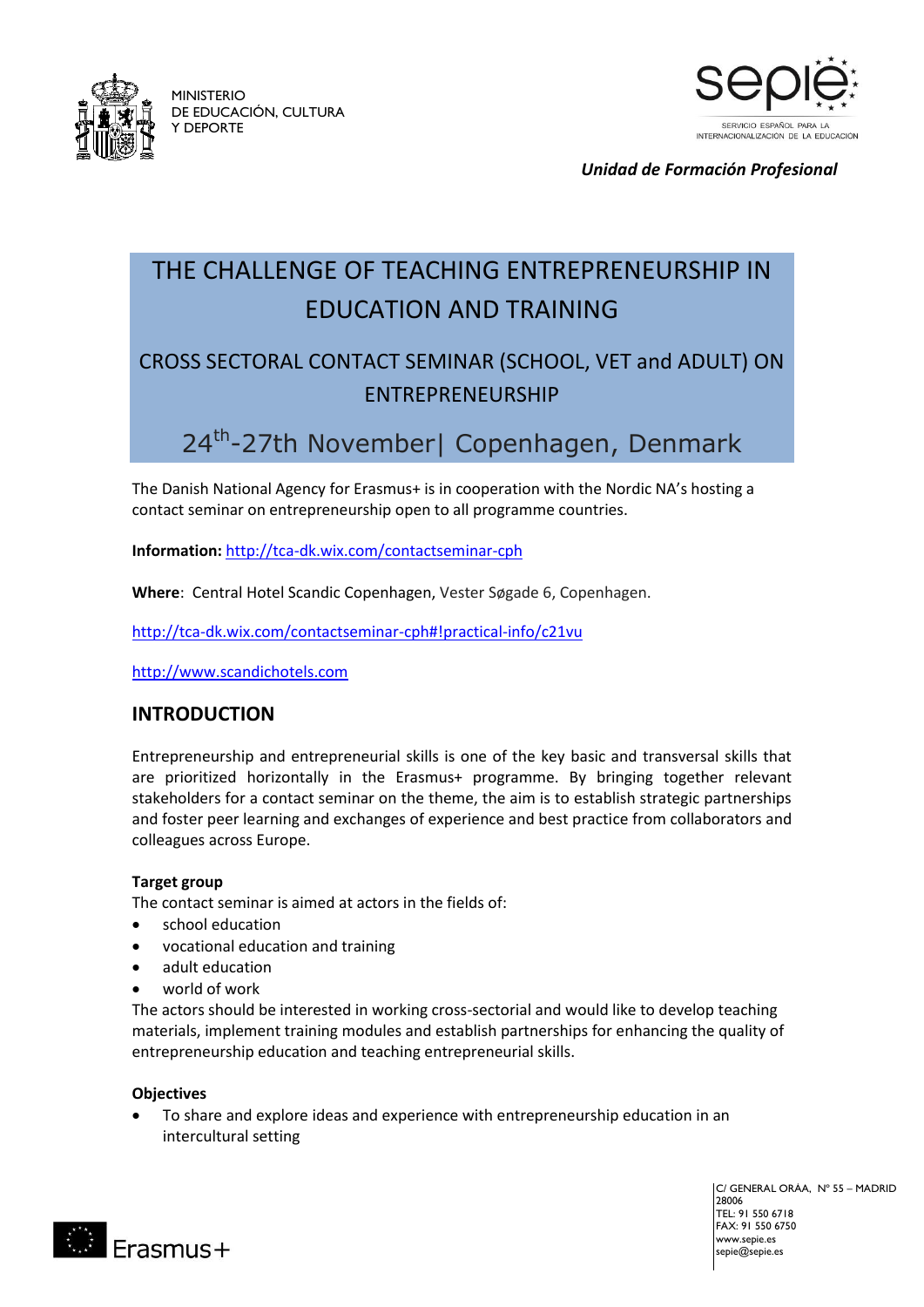MINISTERIO
DE EDUCACIÓN, CULTURA
Y DEPORTE

sepie

SERVICIO ESPAÑOL PARA LA INTERNACIONALIZACIÓN DE LA EDUCACIÓN

***Unidad de Formación Profesional***

# THE CHALLENGE OF TEACHING ENTREPRENEURSHIP IN EDUCATION AND TRAINING

## CROSS SECTORAL CONTACT SEMINAR (SCHOOL, VET and ADULT) ON ENTREPRENEURSHIP

## 24th-27th November| Copenhagen, Denmark

The Danish National Agency for Erasmus+ is in cooperation with the Nordic NA's hosting a contact seminar on entrepreneurship open to all programme countries.

**Information:** http://tca-dk.wix.com/contactseminar-cph

**Where**: Central Hotel Scandic Copenhagen, Vester Søgade 6, Copenhagen.

http://tca-dk.wix.com/contactseminar-cph#!practical-info/c21vu

http://www.scandichotels.com

## INTRODUCTION

Entrepreneurship and entrepreneurial skills is one of the key basic and transversal skills that are prioritized horizontally in the Erasmus+ programme. By bringing together relevant stakeholders for a contact seminar on the theme, the aim is to establish strategic partnerships and foster peer learning and exchanges of experience and best practice from collaborators and colleagues across Europe.

**Target group**

The contact seminar is aimed at actors in the fields of:

- school education
- vocational education and training
- adult education
- world of work

The actors should be interested in working cross-sectorial and would like to develop teaching materials, implement training modules and establish partnerships for enhancing the quality of entrepreneurship education and teaching entrepreneurial skills.

**Objectives**

- To share and explore ideas and experience with entrepreneurship education in an intercultural setting

Erasmus+

C/ GENERAL ORÁA, Nº 55 – MADRID
28006
TEL: 91 550 6718
FAX: 91 550 6750
www.sepie.es
sepie@sepie.es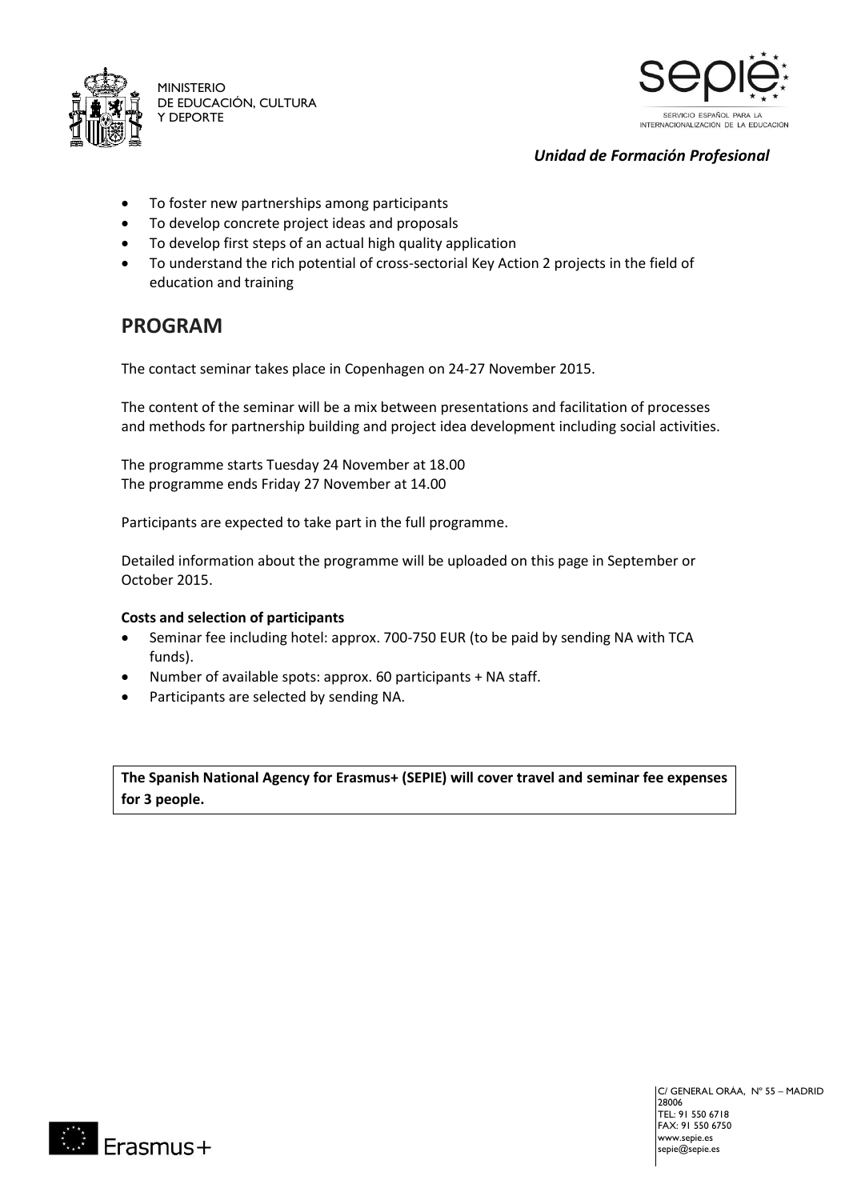- To foster new partnerships among participants
- To develop concrete project ideas and proposals
- To develop first steps of an actual high quality application
- To understand the rich potential of cross-sectorial Key Action 2 projects in the field of education and training

## PROGRAM

The contact seminar takes place in Copenhagen on 24-27 November 2015.

The content of the seminar will be a mix between presentations and facilitation of processes and methods for partnership building and project idea development including social activities.

The programme starts Tuesday 24 November at 18.00
The programme ends Friday 27 November at 14.00

Participants are expected to take part in the full programme.

Detailed information about the programme will be uploaded on this page in September or October 2015.

**Costs and selection of participants**

- Seminar fee including hotel: approx. 700-750 EUR (to be paid by sending NA with TCA funds).
- Number of available spots: approx. 60 participants + NA staff.
- Participants are selected by sending NA.

**The Spanish National Agency for Erasmus+ (SEPIE) will cover travel and seminar fee expenses for 3 people.**